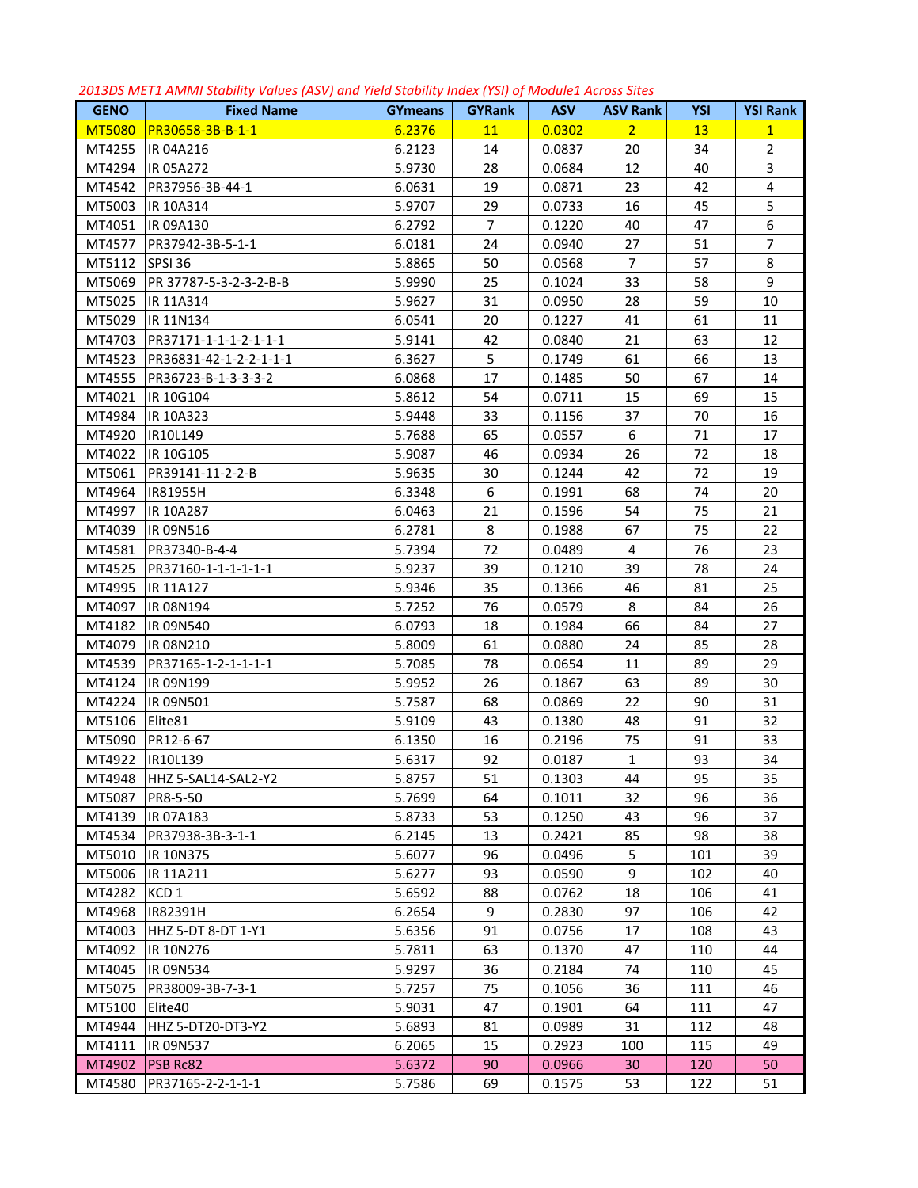*2013DS MET1 AMMI Stability Values (ASV) and Yield Stability Index (YSI) of Module1 Across Sites*

| GENO | Fixed Name | GYmeans | GYRank | ASV | ASV Rank | YSI | YSI Rank |
|---|---|---|---|---|---|---|---|
| MT5080 | PR30658-3B-B-1-1 | 6.2376 | 11 | 0.0302 | 2 | 13 | 1 |
| MT4255 | IR 04A216 | 6.2123 | 14 | 0.0837 | 20 | 34 | 2 |
| MT4294 | IR 05A272 | 5.9730 | 28 | 0.0684 | 12 | 40 | 3 |
| MT4542 | PR37956-3B-44-1 | 6.0631 | 19 | 0.0871 | 23 | 42 | 4 |
| MT5003 | IR 10A314 | 5.9707 | 29 | 0.0733 | 16 | 45 | 5 |
| MT4051 | IR 09A130 | 6.2792 | 7 | 0.1220 | 40 | 47 | 6 |
| MT4577 | PR37942-3B-5-1-1 | 6.0181 | 24 | 0.0940 | 27 | 51 | 7 |
| MT5112 | SPSI 36 | 5.8865 | 50 | 0.0568 | 7 | 57 | 8 |
| MT5069 | PR 37787-5-3-2-3-2-B-B | 5.9990 | 25 | 0.1024 | 33 | 58 | 9 |
| MT5025 | IR 11A314 | 5.9627 | 31 | 0.0950 | 28 | 59 | 10 |
| MT5029 | IR 11N134 | 6.0541 | 20 | 0.1227 | 41 | 61 | 11 |
| MT4703 | PR37171-1-1-1-2-1-1-1 | 5.9141 | 42 | 0.0840 | 21 | 63 | 12 |
| MT4523 | PR36831-42-1-2-2-1-1-1 | 6.3627 | 5 | 0.1749 | 61 | 66 | 13 |
| MT4555 | PR36723-B-1-3-3-3-2 | 6.0868 | 17 | 0.1485 | 50 | 67 | 14 |
| MT4021 | IR 10G104 | 5.8612 | 54 | 0.0711 | 15 | 69 | 15 |
| MT4984 | IR 10A323 | 5.9448 | 33 | 0.1156 | 37 | 70 | 16 |
| MT4920 | IR10L149 | 5.7688 | 65 | 0.0557 | 6 | 71 | 17 |
| MT4022 | IR 10G105 | 5.9087 | 46 | 0.0934 | 26 | 72 | 18 |
| MT5061 | PR39141-11-2-2-B | 5.9635 | 30 | 0.1244 | 42 | 72 | 19 |
| MT4964 | IR81955H | 6.3348 | 6 | 0.1991 | 68 | 74 | 20 |
| MT4997 | IR 10A287 | 6.0463 | 21 | 0.1596 | 54 | 75 | 21 |
| MT4039 | IR 09N516 | 6.2781 | 8 | 0.1988 | 67 | 75 | 22 |
| MT4581 | PR37340-B-4-4 | 5.7394 | 72 | 0.0489 | 4 | 76 | 23 |
| MT4525 | PR37160-1-1-1-1-1-1 | 5.9237 | 39 | 0.1210 | 39 | 78 | 24 |
| MT4995 | IR 11A127 | 5.9346 | 35 | 0.1366 | 46 | 81 | 25 |
| MT4097 | IR 08N194 | 5.7252 | 76 | 0.0579 | 8 | 84 | 26 |
| MT4182 | IR 09N540 | 6.0793 | 18 | 0.1984 | 66 | 84 | 27 |
| MT4079 | IR 08N210 | 5.8009 | 61 | 0.0880 | 24 | 85 | 28 |
| MT4539 | PR37165-1-2-1-1-1-1 | 5.7085 | 78 | 0.0654 | 11 | 89 | 29 |
| MT4124 | IR 09N199 | 5.9952 | 26 | 0.1867 | 63 | 89 | 30 |
| MT4224 | IR 09N501 | 5.7587 | 68 | 0.0869 | 22 | 90 | 31 |
| MT5106 | Elite81 | 5.9109 | 43 | 0.1380 | 48 | 91 | 32 |
| MT5090 | PR12-6-67 | 6.1350 | 16 | 0.2196 | 75 | 91 | 33 |
| MT4922 | IR10L139 | 5.6317 | 92 | 0.0187 | 1 | 93 | 34 |
| MT4948 | HHZ 5-SAL14-SAL2-Y2 | 5.8757 | 51 | 0.1303 | 44 | 95 | 35 |
| MT5087 | PR8-5-50 | 5.7699 | 64 | 0.1011 | 32 | 96 | 36 |
| MT4139 | IR 07A183 | 5.8733 | 53 | 0.1250 | 43 | 96 | 37 |
| MT4534 | PR37938-3B-3-1-1 | 6.2145 | 13 | 0.2421 | 85 | 98 | 38 |
| MT5010 | IR 10N375 | 5.6077 | 96 | 0.0496 | 5 | 101 | 39 |
| MT5006 | IR 11A211 | 5.6277 | 93 | 0.0590 | 9 | 102 | 40 |
| MT4282 | KCD 1 | 5.6592 | 88 | 0.0762 | 18 | 106 | 41 |
| MT4968 | IR82391H | 6.2654 | 9 | 0.2830 | 97 | 106 | 42 |
| MT4003 | HHZ 5-DT 8-DT 1-Y1 | 5.6356 | 91 | 0.0756 | 17 | 108 | 43 |
| MT4092 | IR 10N276 | 5.7811 | 63 | 0.1370 | 47 | 110 | 44 |
| MT4045 | IR 09N534 | 5.9297 | 36 | 0.2184 | 74 | 110 | 45 |
| MT5075 | PR38009-3B-7-3-1 | 5.7257 | 75 | 0.1056 | 36 | 111 | 46 |
| MT5100 | Elite40 | 5.9031 | 47 | 0.1901 | 64 | 111 | 47 |
| MT4944 | HHZ 5-DT20-DT3-Y2 | 5.6893 | 81 | 0.0989 | 31 | 112 | 48 |
| MT4111 | IR 09N537 | 6.2065 | 15 | 0.2923 | 100 | 115 | 49 |
| MT4902 | PSB Rc82 | 5.6372 | 90 | 0.0966 | 30 | 120 | 50 |
| MT4580 | PR37165-2-2-1-1-1 | 5.7586 | 69 | 0.1575 | 53 | 122 | 51 |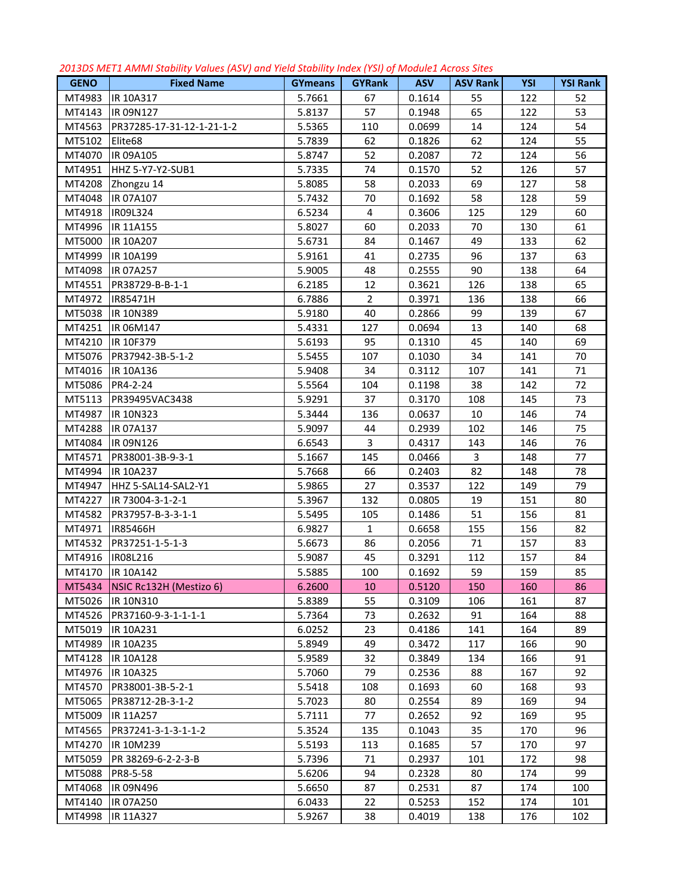2013DS MET1 AMMI Stability Values (ASV) and Yield Stability Index (YSI) of Module1 Across Sites

| GENO | Fixed Name | GYmeans | GYRank | ASV | ASV Rank | YSI | YSI Rank |
|---|---|---|---|---|---|---|---|
| MT4983 | IR 10A317 | 5.7661 | 67 | 0.1614 | 55 | 122 | 52 |
| MT4143 | IR 09N127 | 5.8137 | 57 | 0.1948 | 65 | 122 | 53 |
| MT4563 | PR37285-17-31-12-1-21-1-2 | 5.5365 | 110 | 0.0699 | 14 | 124 | 54 |
| MT5102 | Elite68 | 5.7839 | 62 | 0.1826 | 62 | 124 | 55 |
| MT4070 | IR 09A105 | 5.8747 | 52 | 0.2087 | 72 | 124 | 56 |
| MT4951 | HHZ 5-Y7-Y2-SUB1 | 5.7335 | 74 | 0.1570 | 52 | 126 | 57 |
| MT4208 | Zhongzu 14 | 5.8085 | 58 | 0.2033 | 69 | 127 | 58 |
| MT4048 | IR 07A107 | 5.7432 | 70 | 0.1692 | 58 | 128 | 59 |
| MT4918 | IR09L324 | 6.5234 | 4 | 0.3606 | 125 | 129 | 60 |
| MT4996 | IR 11A155 | 5.8027 | 60 | 0.2033 | 70 | 130 | 61 |
| MT5000 | IR 10A207 | 5.6731 | 84 | 0.1467 | 49 | 133 | 62 |
| MT4999 | IR 10A199 | 5.9161 | 41 | 0.2735 | 96 | 137 | 63 |
| MT4098 | IR 07A257 | 5.9005 | 48 | 0.2555 | 90 | 138 | 64 |
| MT4551 | PR38729-B-B-1-1 | 6.2185 | 12 | 0.3621 | 126 | 138 | 65 |
| MT4972 | IR85471H | 6.7886 | 2 | 0.3971 | 136 | 138 | 66 |
| MT5038 | IR 10N389 | 5.9180 | 40 | 0.2866 | 99 | 139 | 67 |
| MT4251 | IR 06M147 | 5.4331 | 127 | 0.0694 | 13 | 140 | 68 |
| MT4210 | IR 10F379 | 5.6193 | 95 | 0.1310 | 45 | 140 | 69 |
| MT5076 | PR37942-3B-5-1-2 | 5.5455 | 107 | 0.1030 | 34 | 141 | 70 |
| MT4016 | IR 10A136 | 5.9408 | 34 | 0.3112 | 107 | 141 | 71 |
| MT5086 | PR4-2-24 | 5.5564 | 104 | 0.1198 | 38 | 142 | 72 |
| MT5113 | PR39495VAC3438 | 5.9291 | 37 | 0.3170 | 108 | 145 | 73 |
| MT4987 | IR 10N323 | 5.3444 | 136 | 0.0637 | 10 | 146 | 74 |
| MT4288 | IR 07A137 | 5.9097 | 44 | 0.2939 | 102 | 146 | 75 |
| MT4084 | IR 09N126 | 6.6543 | 3 | 0.4317 | 143 | 146 | 76 |
| MT4571 | PR38001-3B-9-3-1 | 5.1667 | 145 | 0.0466 | 3 | 148 | 77 |
| MT4994 | IR 10A237 | 5.7668 | 66 | 0.2403 | 82 | 148 | 78 |
| MT4947 | HHZ 5-SAL14-SAL2-Y1 | 5.9865 | 27 | 0.3537 | 122 | 149 | 79 |
| MT4227 | IR 73004-3-1-2-1 | 5.3967 | 132 | 0.0805 | 19 | 151 | 80 |
| MT4582 | PR37957-B-3-3-1-1 | 5.5495 | 105 | 0.1486 | 51 | 156 | 81 |
| MT4971 | IR85466H | 6.9827 | 1 | 0.6658 | 155 | 156 | 82 |
| MT4532 | PR37251-1-5-1-3 | 5.6673 | 86 | 0.2056 | 71 | 157 | 83 |
| MT4916 | IR08L216 | 5.9087 | 45 | 0.3291 | 112 | 157 | 84 |
| MT4170 | IR 10A142 | 5.5885 | 100 | 0.1692 | 59 | 159 | 85 |
| MT5434 | NSIC Rc132H (Mestizo 6) | 6.2600 | 10 | 0.5120 | 150 | 160 | 86 |
| MT5026 | IR 10N310 | 5.8389 | 55 | 0.3109 | 106 | 161 | 87 |
| MT4526 | PR37160-9-3-1-1-1-1 | 5.7364 | 73 | 0.2632 | 91 | 164 | 88 |
| MT5019 | IR 10A231 | 6.0252 | 23 | 0.4186 | 141 | 164 | 89 |
| MT4989 | IR 10A235 | 5.8949 | 49 | 0.3472 | 117 | 166 | 90 |
| MT4128 | IR 10A128 | 5.9589 | 32 | 0.3849 | 134 | 166 | 91 |
| MT4976 | IR 10A325 | 5.7060 | 79 | 0.2536 | 88 | 167 | 92 |
| MT4570 | PR38001-3B-5-2-1 | 5.5418 | 108 | 0.1693 | 60 | 168 | 93 |
| MT5065 | PR38712-2B-3-1-2 | 5.7023 | 80 | 0.2554 | 89 | 169 | 94 |
| MT5009 | IR 11A257 | 5.7111 | 77 | 0.2652 | 92 | 169 | 95 |
| MT4565 | PR37241-3-1-3-1-1-2 | 5.3524 | 135 | 0.1043 | 35 | 170 | 96 |
| MT4270 | IR 10M239 | 5.5193 | 113 | 0.1685 | 57 | 170 | 97 |
| MT5059 | PR 38269-6-2-2-3-B | 5.7396 | 71 | 0.2937 | 101 | 172 | 98 |
| MT5088 | PR8-5-58 | 5.6206 | 94 | 0.2328 | 80 | 174 | 99 |
| MT4068 | IR 09N496 | 5.6650 | 87 | 0.2531 | 87 | 174 | 100 |
| MT4140 | IR 07A250 | 6.0433 | 22 | 0.5253 | 152 | 174 | 101 |
| MT4998 | IR 11A327 | 5.9267 | 38 | 0.4019 | 138 | 176 | 102 |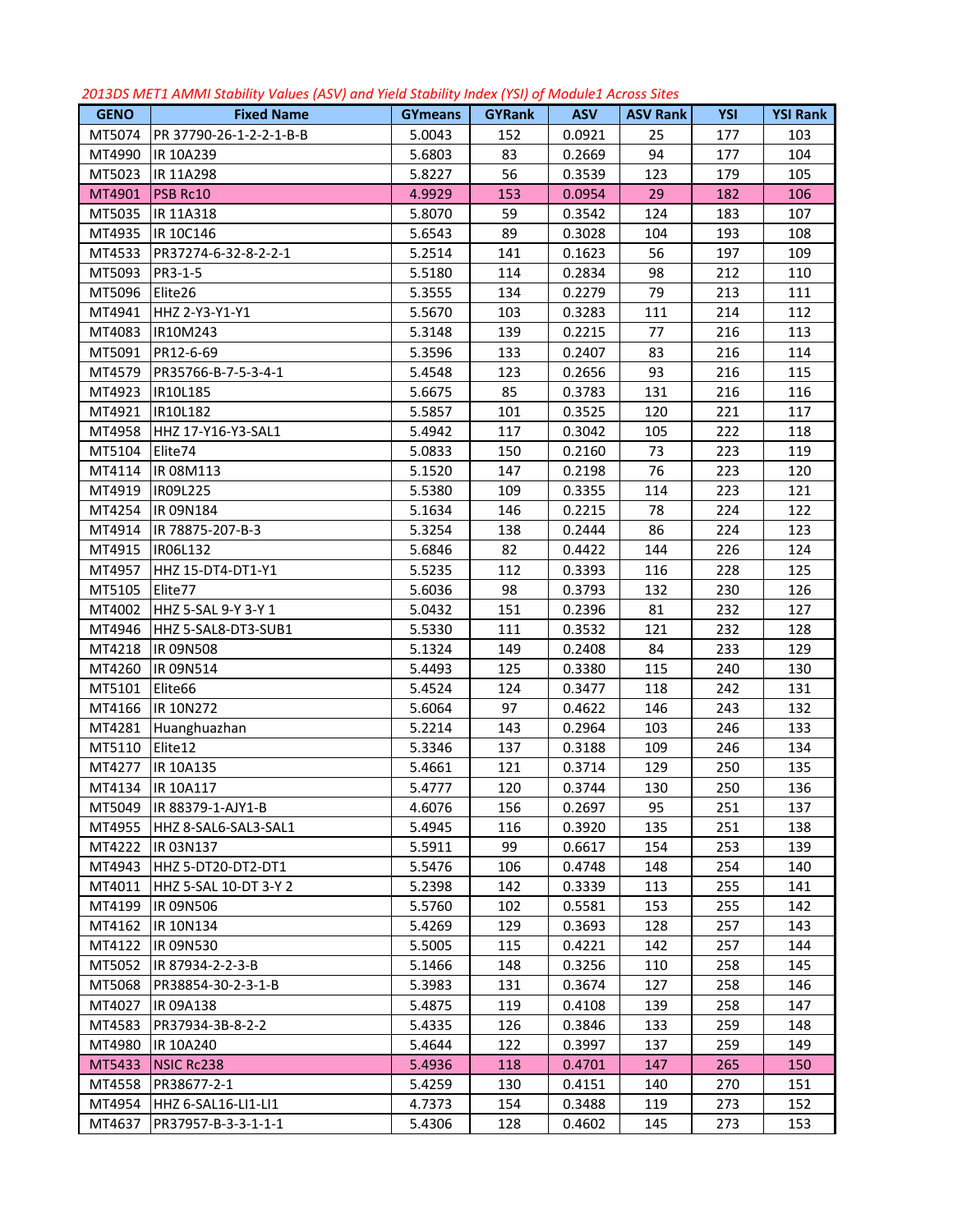*2013DS MET1 AMMI Stability Values (ASV) and Yield Stability Index (YSI) of Module1 Across Sites*

| GENO | Fixed Name | GYmeans | GYRank | ASV | ASV Rank | YSI | YSI Rank |
|---|---|---|---|---|---|---|---|
| MT5074 | PR 37790-26-1-2-2-1-B-B | 5.0043 | 152 | 0.0921 | 25 | 177 | 103 |
| MT4990 | IR 10A239 | 5.6803 | 83 | 0.2669 | 94 | 177 | 104 |
| MT5023 | IR 11A298 | 5.8227 | 56 | 0.3539 | 123 | 179 | 105 |
| MT4901 | PSB Rc10 | 4.9929 | 153 | 0.0954 | 29 | 182 | 106 |
| MT5035 | IR 11A318 | 5.8070 | 59 | 0.3542 | 124 | 183 | 107 |
| MT4935 | IR 10C146 | 5.6543 | 89 | 0.3028 | 104 | 193 | 108 |
| MT4533 | PR37274-6-32-8-2-2-1 | 5.2514 | 141 | 0.1623 | 56 | 197 | 109 |
| MT5093 | PR3-1-5 | 5.5180 | 114 | 0.2834 | 98 | 212 | 110 |
| MT5096 | Elite26 | 5.3555 | 134 | 0.2279 | 79 | 213 | 111 |
| MT4941 | HHZ 2-Y3-Y1-Y1 | 5.5670 | 103 | 0.3283 | 111 | 214 | 112 |
| MT4083 | IR10M243 | 5.3148 | 139 | 0.2215 | 77 | 216 | 113 |
| MT5091 | PR12-6-69 | 5.3596 | 133 | 0.2407 | 83 | 216 | 114 |
| MT4579 | PR35766-B-7-5-3-4-1 | 5.4548 | 123 | 0.2656 | 93 | 216 | 115 |
| MT4923 | IR10L185 | 5.6675 | 85 | 0.3783 | 131 | 216 | 116 |
| MT4921 | IR10L182 | 5.5857 | 101 | 0.3525 | 120 | 221 | 117 |
| MT4958 | HHZ 17-Y16-Y3-SAL1 | 5.4942 | 117 | 0.3042 | 105 | 222 | 118 |
| MT5104 | Elite74 | 5.0833 | 150 | 0.2160 | 73 | 223 | 119 |
| MT4114 | IR 08M113 | 5.1520 | 147 | 0.2198 | 76 | 223 | 120 |
| MT4919 | IR09L225 | 5.5380 | 109 | 0.3355 | 114 | 223 | 121 |
| MT4254 | IR 09N184 | 5.1634 | 146 | 0.2215 | 78 | 224 | 122 |
| MT4914 | IR 78875-207-B-3 | 5.3254 | 138 | 0.2444 | 86 | 224 | 123 |
| MT4915 | IR06L132 | 5.6846 | 82 | 0.4422 | 144 | 226 | 124 |
| MT4957 | HHZ 15-DT4-DT1-Y1 | 5.5235 | 112 | 0.3393 | 116 | 228 | 125 |
| MT5105 | Elite77 | 5.6036 | 98 | 0.3793 | 132 | 230 | 126 |
| MT4002 | HHZ 5-SAL 9-Y 3-Y 1 | 5.0432 | 151 | 0.2396 | 81 | 232 | 127 |
| MT4946 | HHZ 5-SAL8-DT3-SUB1 | 5.5330 | 111 | 0.3532 | 121 | 232 | 128 |
| MT4218 | IR 09N508 | 5.1324 | 149 | 0.2408 | 84 | 233 | 129 |
| MT4260 | IR 09N514 | 5.4493 | 125 | 0.3380 | 115 | 240 | 130 |
| MT5101 | Elite66 | 5.4524 | 124 | 0.3477 | 118 | 242 | 131 |
| MT4166 | IR 10N272 | 5.6064 | 97 | 0.4622 | 146 | 243 | 132 |
| MT4281 | Huanghuazhan | 5.2214 | 143 | 0.2964 | 103 | 246 | 133 |
| MT5110 | Elite12 | 5.3346 | 137 | 0.3188 | 109 | 246 | 134 |
| MT4277 | IR 10A135 | 5.4661 | 121 | 0.3714 | 129 | 250 | 135 |
| MT4134 | IR 10A117 | 5.4777 | 120 | 0.3744 | 130 | 250 | 136 |
| MT5049 | IR 88379-1-AJY1-B | 4.6076 | 156 | 0.2697 | 95 | 251 | 137 |
| MT4955 | HHZ 8-SAL6-SAL3-SAL1 | 5.4945 | 116 | 0.3920 | 135 | 251 | 138 |
| MT4222 | IR 03N137 | 5.5911 | 99 | 0.6617 | 154 | 253 | 139 |
| MT4943 | HHZ 5-DT20-DT2-DT1 | 5.5476 | 106 | 0.4748 | 148 | 254 | 140 |
| MT4011 | HHZ 5-SAL 10-DT 3-Y 2 | 5.2398 | 142 | 0.3339 | 113 | 255 | 141 |
| MT4199 | IR 09N506 | 5.5760 | 102 | 0.5581 | 153 | 255 | 142 |
| MT4162 | IR 10N134 | 5.4269 | 129 | 0.3693 | 128 | 257 | 143 |
| MT4122 | IR 09N530 | 5.5005 | 115 | 0.4221 | 142 | 257 | 144 |
| MT5052 | IR 87934-2-2-3-B | 5.1466 | 148 | 0.3256 | 110 | 258 | 145 |
| MT5068 | PR38854-30-2-3-1-B | 5.3983 | 131 | 0.3674 | 127 | 258 | 146 |
| MT4027 | IR 09A138 | 5.4875 | 119 | 0.4108 | 139 | 258 | 147 |
| MT4583 | PR37934-3B-8-2-2 | 5.4335 | 126 | 0.3846 | 133 | 259 | 148 |
| MT4980 | IR 10A240 | 5.4644 | 122 | 0.3997 | 137 | 259 | 149 |
| MT5433 | NSIC Rc238 | 5.4936 | 118 | 0.4701 | 147 | 265 | 150 |
| MT4558 | PR38677-2-1 | 5.4259 | 130 | 0.4151 | 140 | 270 | 151 |
| MT4954 | HHZ 6-SAL16-LI1-LI1 | 4.7373 | 154 | 0.3488 | 119 | 273 | 152 |
| MT4637 | PR37957-B-3-3-1-1-1 | 5.4306 | 128 | 0.4602 | 145 | 273 | 153 |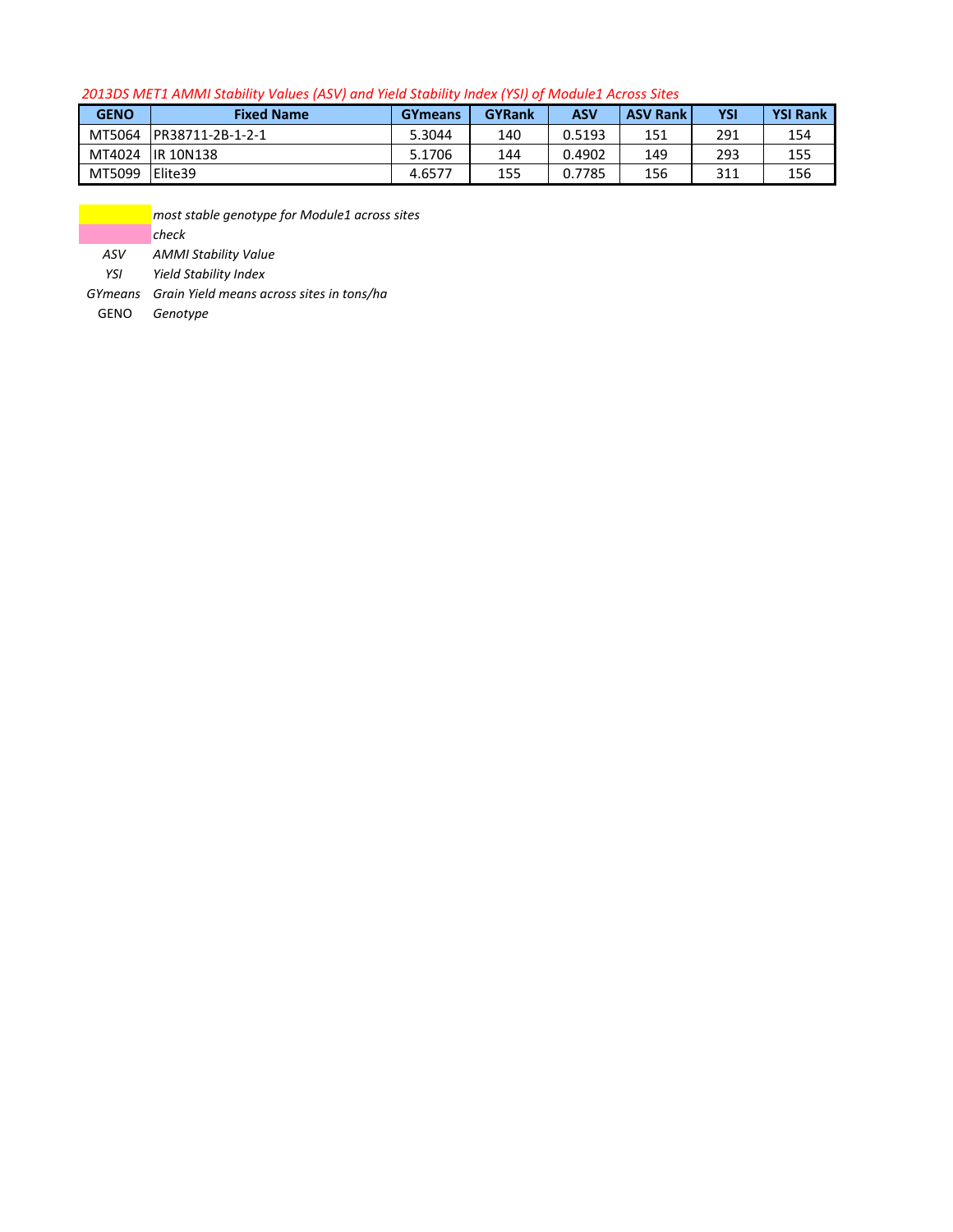*2013DS MET1 AMMI Stability Values (ASV) and Yield Stability Index (YSI) of Module1 Across Sites*

| GENO | Fixed Name | GYmeans | GYRank | ASV | ASV Rank | YSI | YSI Rank |
|---|---|---|---|---|---|---|---|
| MT5064 | PR38711-2B-1-2-1 | 5.3044 | 140 | 0.5193 | 151 | 291 | 154 |
| MT4024 | IR 10N138 | 5.1706 | 144 | 0.4902 | 149 | 293 | 155 |
| MT5099 | Elite39 | 4.6577 | 155 | 0.7785 | 156 | 311 | 156 |

| | |
|---|---|
| (yellow) | *most stable genotype for Module1 across sites* |
| (pink) | *check* |
| *ASV* | *AMMI Stability Value* |
| *YSI* | *Yield Stability Index* |
| *GYmeans* | *Grain Yield means across sites in tons/ha* |
| GENO | *Genotype* |